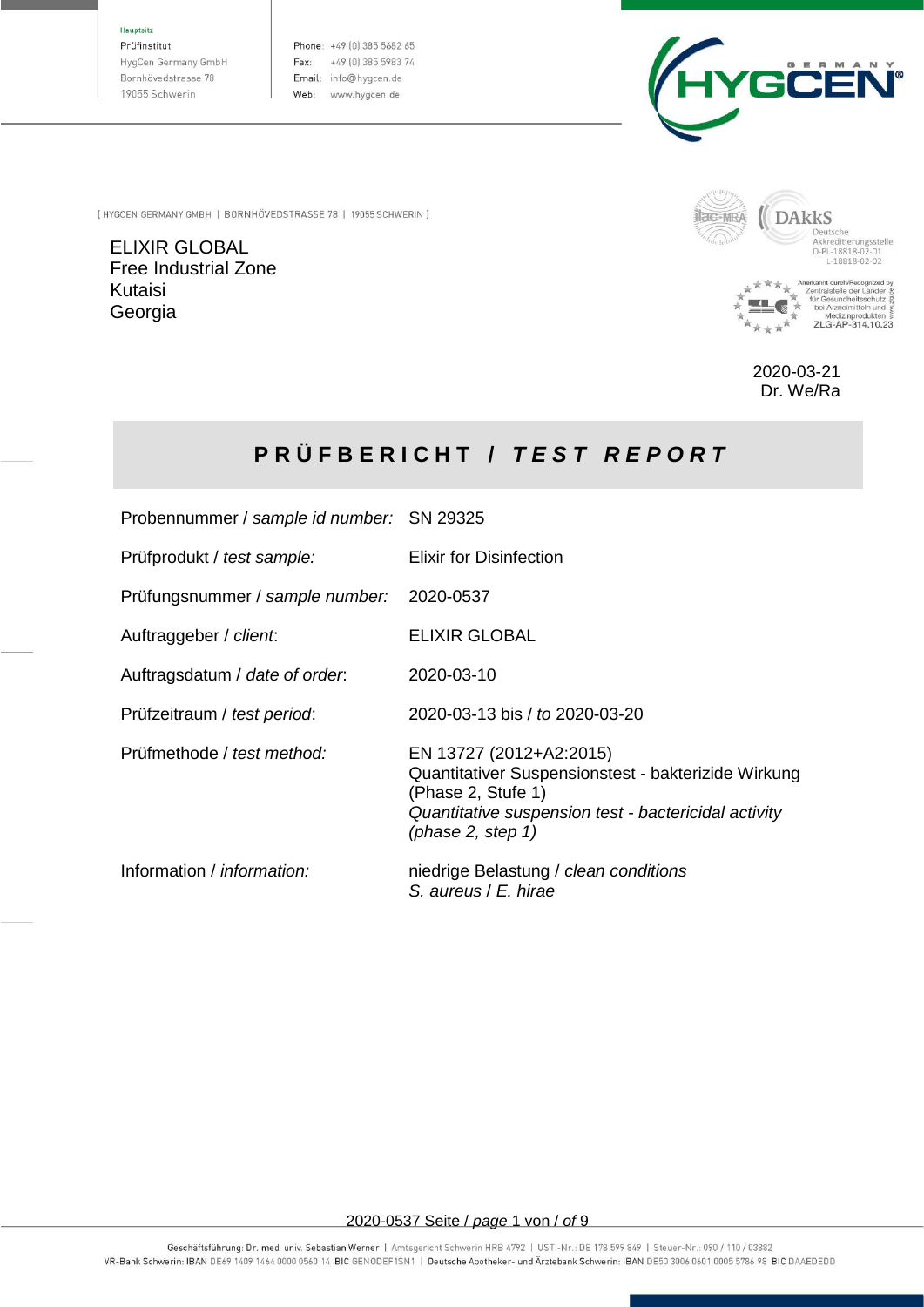Hauptsitz
Prüfinstitut
HygCen Germany GmbH
Bornhövedstrasse 78
19055 Schwerin

Phone: +49 (0) 385 5682 65
Fax: +49 (0) 385 5983 74
Email: info@hygcen.de
Web: www.hygcen.de

HYGCEN GERMANY®

[ HYGCEN GERMANY GMBH | BORNHÖVEDSTRASSE 78 | 19055 SCHWERIN ]

ELIXIR GLOBAL
Free Industrial Zone
Kutaisi
Georgia

ilac-MRA DAkkS Deutsche Akkreditierungsstelle D-PL-18818-02-01 L-18818-02-02

Anerkannt durch/Recognized by Zentralstelle der Länder für Gesundheitsschutz bei Arzneimitteln und Medizinprodukten ZLG-AP-314.10.23

2020-03-21
Dr. We/Ra

# PRÜFBERICHT / *TEST REPORT*

| | |
|---|---|
| Probennummer / *sample id number:* | SN 29325 |
| Prüfprodukt / *test sample:* | Elixir for Disinfection |
| Prüfungsnummer / *sample number:* | 2020-0537 |
| Auftraggeber / *client*: | ELIXIR GLOBAL |
| Auftragsdatum / *date of order*: | 2020-03-10 |
| Prüfzeitraum / *test period*: | 2020-03-13 bis / *to* 2020-03-20 |
| Prüfmethode / *test method:* | EN 13727 (2012+A2:2015) Quantitativer Suspensionstest - bakterizide Wirkung (Phase 2, Stufe 1) *Quantitative suspension test - bactericidal activity (phase 2, step 1)* |
| Information / *information:* | niedrige Belastung / *clean conditions* *S. aureus* / *E. hirae* |

Geschäftsführung: Dr. med. univ. Sebastian Werner | Amtsgericht Schwerin HRB 4792 | UST.-Nr.: DE 178 599 849 | Steuer-Nr.: 090 / 110 / 03882
VR-Bank Schwerin: IBAN DE69 1409 1464 0000 0560 14 BIC GENODEF1SN1 | Deutsche Apotheker- und Ärztebank Schwerin: IBAN DE50 3006 0601 0005 5786 98 BIC DAAEDEDD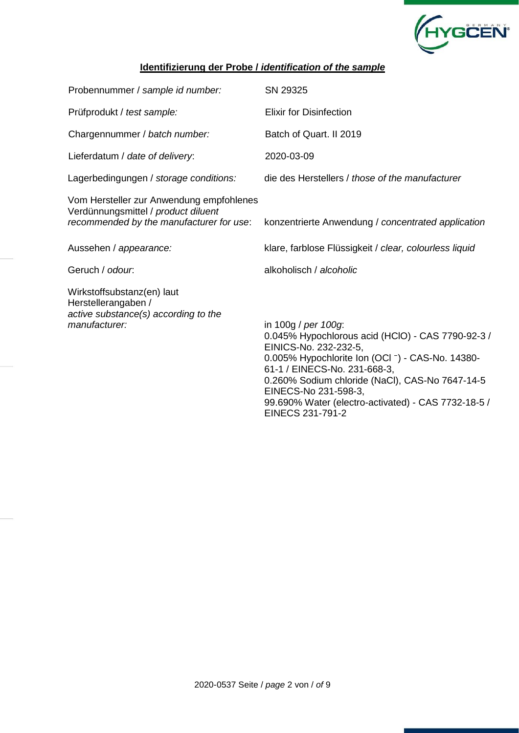## **Identifizierung der Probe / *identification of the sample***

| | |
|---|---|
| Probennummer / *sample id number:* | SN 29325 |
| Prüfprodukt / *test sample:* | Elixir for Disinfection |
| Chargennummer / *batch number:* | Batch of Quart. II 2019 |
| Lieferdatum / *date of delivery*: | 2020-03-09 |
| Lagerbedingungen / *storage conditions:* | die des Herstellers / *those of the manufacturer* |
| Vom Hersteller zur Anwendung empfohlenes Verdünnungsmittel / *product diluent recommended by the manufacturer for use*: | konzentrierte Anwendung / *concentrated application* |
| Aussehen / *appearance:* | klare, farblose Flüssigkeit / *clear, colourless liquid* |
| Geruch / *odour*: | alkoholisch / *alcoholic* |
| Wirkstoffsubstanz(en) laut Herstellerangaben / *active substance(s) according to the manufacturer:* | in 100g / *per 100g*: 0.045% Hypochlorous acid (HClO) - CAS 7790-92-3 / EINICS-No. 232-232-5, 0.005% Hypochlorite Ion ($OCl^-$) - CAS-No. 14380-61-1 / EINECS-No. 231-668-3, 0.260% Sodium chloride (NaCl), CAS-No 7647-14-5 EINECS-No 231-598-3, 99.690% Water (electro-activated) - CAS 7732-18-5 / EINECS 231-791-2 |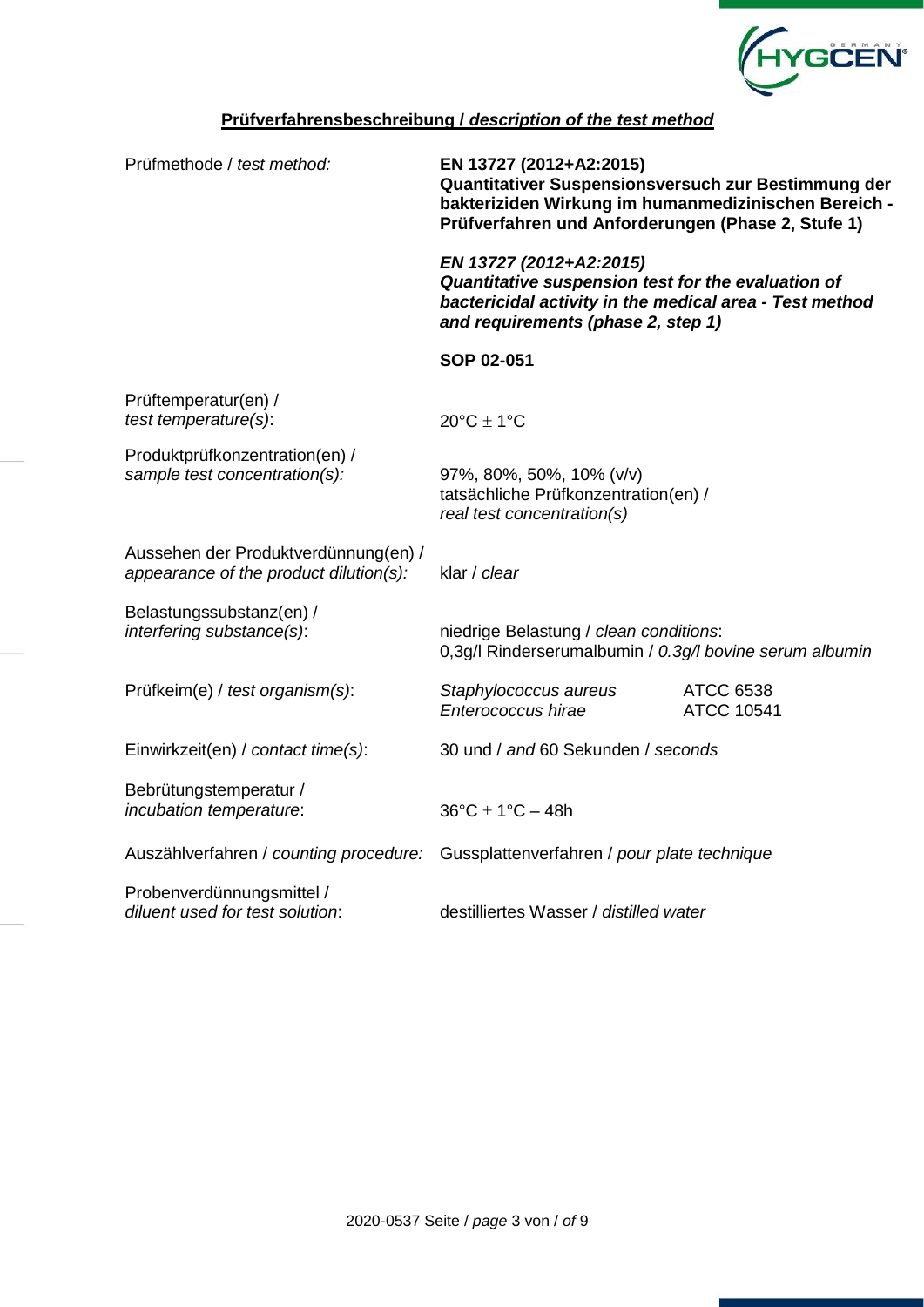## **Prüfverfahrensbeschreibung / *description of the test method***

| | | |
|---|---|---|
| Prüfmethode / *test method:* | **EN 13727 (2012+A2:2015)**<br>**Quantitativer Suspensionsversuch zur Bestimmung der bakteriziden Wirkung im humanmedizinischen Bereich - Prüfverfahren und Anforderungen (Phase 2, Stufe 1)**<br><br>***EN 13727 (2012+A2:2015)***<br>***Quantitative suspension test for the evaluation of bactericidal activity in the medical area - Test method and requirements (phase 2, step 1)***<br><br>**SOP 02-051** | |
| Prüftemperatur(en) / *test temperature(s)*: | 20°C ± 1°C | |
| Produktprüfkonzentration(en) / *sample test concentration(s):* | 97%, 80%, 50%, 10% (v/v)<br>tatsächliche Prüfkonzentration(en) / *real test concentration(s)* | |
| Aussehen der Produktverdünnung(en) / *appearance of the product dilution(s):* | klar / *clear* | |
| Belastungssubstanz(en) / *interfering substance(s)*: | niedrige Belastung / *clean conditions*:<br>0,3g/l Rinderserumalbumin / *0.3g/l bovine serum albumin* | |
| Prüfkeim(e) / *test organism(s)*: | *Staphylococcus aureus*<br>*Enterococcus hirae* | ATCC 6538<br>ATCC 10541 |
| Einwirkzeit(en) / *contact time(s)*: | 30 und / *and* 60 Sekunden / *seconds* | |
| Bebrütungstemperatur / *incubation temperature*: | 36°C ± 1°C – 48h | |
| Auszählverfahren / *counting procedure:* | Gussplattenverfahren / *pour plate technique* | |
| Probenverdünnungsmittel / *diluent used for test solution*: | destilliertes Wasser / *distilled water* | |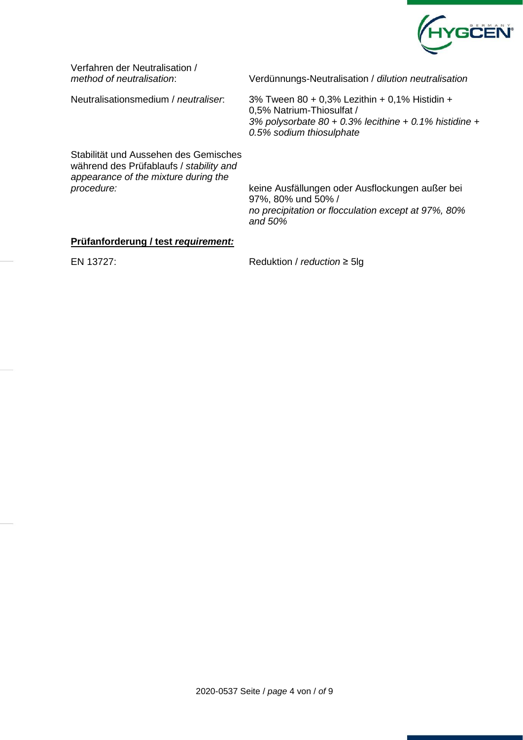| | |
|---|---|
| Verfahren der Neutralisation / *method of neutralisation*: | Verdünnungs-Neutralisation / *dilution neutralisation* |
| Neutralisationsmedium / *neutraliser*: | 3% Tween 80 + 0,3% Lezithin + 0,1% Histidin + 0,5% Natrium-Thiosulfat / *3% polysorbate 80 + 0.3% lecithine + 0.1% histidine + 0.5% sodium thiosulphate* |
| Stabilität und Aussehen des Gemisches während des Prüfablaufs / *stability and appearance of the mixture during the procedure:* | keine Ausfällungen oder Ausflockungen außer bei 97%, 80% und 50% / *no precipitation or flocculation except at 97%, 80% and 50%* |

**Prüfanforderung / test *requirement:***

| | |
|---|---|
| EN 13727: | Reduktion / *reduction* ≥ 5lg |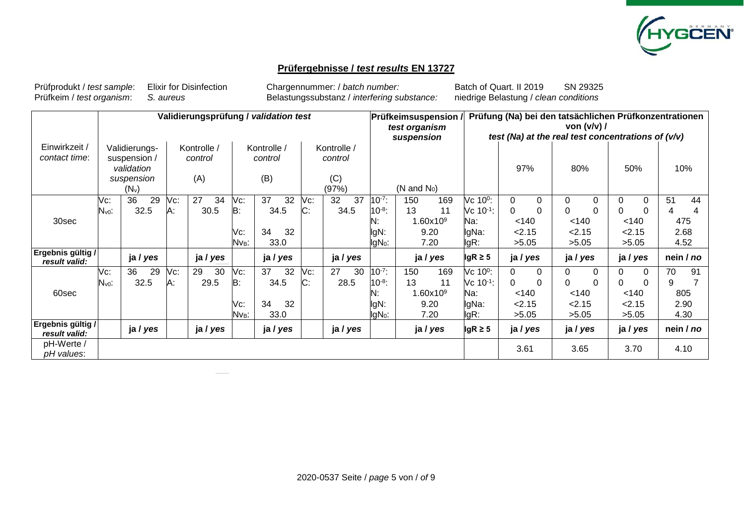## Prüfergebnisse / *test results* EN 13727

Prüfprodukt / *test sample*: Elixir for Disinfection | Chargennummer: / *batch number:* Batch of Quart. II 2019 SN 29325

Prüfkeim / *test organism*: *S. aureus* | Belastungssubstanz / *interfering substance:* niedrige Belastung / *clean conditions*

| Einwirkzeit / *contact time*: | Validierungsprüfung / *validation test* | | | | | | | | | | | | Prüfkeimsuspension / *test organism suspension* | | | Prüfung (Na) bei den tatsächlichen Prüfkonzentrationen von (v/v) / *test (Na) at the real test concentrations of (v/v)* | | | | | | | | |
|---|---|---|---|---|---|---|---|---|---|---|---|---|---|---|---|---|---|---|---|---|---|---|---|---|
| | Validierungs-suspension / *validation suspension* ($N_v$) | | | Kontrolle / *control* (A) | | | Kontrolle / *control* (B) | | | Kontrolle / *control* (C) (97%) | | | (N and $N_0$) | | | | 97% | | 80% | | 50% | | 10% | |
| 30sec | Vc: | 36 | 29 | Vc: | 27 | 34 | Vc: | 37 | 32 | Vc: | 32 | 37 | $10^{-7}$: | 150 | 169 | Vc $10^0$: | 0 | 0 | 0 | 0 | 0 | 0 | 51 | 44 |
| | $N_{v0}$: | 32.5 | | A: | 30.5 | | B: | 34.5 | | C: | 34.5 | | $10^{-8}$: | 13 | 11 | Vc $10^{-1}$: | 0 | 0 | 0 | 0 | 0 | 0 | 4 | 4 |
| | | | | | | | | | | | | | N: | $1.60x10^9$ | | Na: | <140 | | <140 | | <140 | | 475 | |
| | | | | | | | Vc: | 34 | 32 | | | | lgN: | 9.20 | | lgNa: | <2.15 | | <2.15 | | <2.15 | | 2.68 | |
| | | | | | | | $Nv_B$: | 33.0 | | | | | $lgN_0$: | 7.20 | | lgR: | >5.05 | | >5.05 | | >5.05 | | 4.52 | |
| **Ergebnis gültig / *result valid*:** | | **ja / *yes*** | | | **ja / *yes*** | | | **ja / *yes*** | | | **ja / *yes*** | | | **ja / *yes*** | | **lgR ≥ 5** | **ja / *yes*** | | **ja / *yes*** | | **ja / *yes*** | | **nein / *no*** | |
| 60sec | Vc: | 36 | 29 | Vc: | 29 | 30 | Vc: | 37 | 32 | Vc: | 27 | 30 | $10^{-7}$: | 150 | 169 | Vc $10^0$: | 0 | 0 | 0 | 0 | 0 | 0 | 70 | 91 |
| | $N_{v0}$: | 32.5 | | A: | 29.5 | | B: | 34.5 | | C: | 28.5 | | $10^{-8}$: | 13 | 11 | Vc $10^{-1}$: | 0 | 0 | 0 | 0 | 0 | 0 | 9 | 7 |
| | | | | | | | | | | | | | N: | $1.60x10^9$ | | Na: | <140 | | <140 | | <140 | | 805 | |
| | | | | | | | Vc: | 34 | 32 | | | | lgN: | 9.20 | | lgNa: | <2.15 | | <2.15 | | <2.15 | | 2.90 | |
| | | | | | | | $Nv_B$: | 33.0 | | | | | $lgN_0$: | 7.20 | | lgR: | >5.05 | | >5.05 | | >5.05 | | 4.30 | |
| **Ergebnis gültig / *result valid*:** | | **ja / *yes*** | | | **ja / *yes*** | | | **ja / *yes*** | | | **ja / *yes*** | | | **ja / *yes*** | | **lgR ≥ 5** | **ja / *yes*** | | **ja / *yes*** | | **ja / *yes*** | | **nein / *no*** | |
| pH-Werte / *pH values*: | | | | | | | | | | | | | | | | | 3.61 | | 3.65 | | 3.70 | | 4.10 | |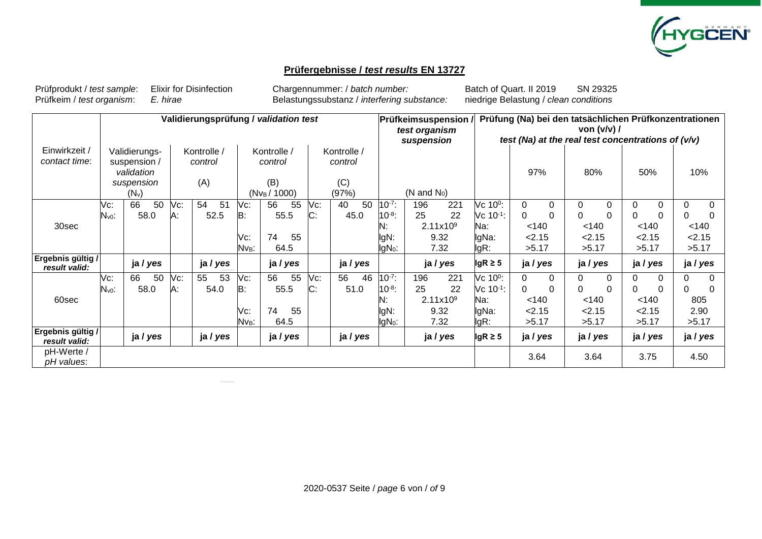## Prüfergebnisse / *test results* EN 13727

Prüfprodukt / *test sample*: Elixir for Disinfection — Chargennummer: / *batch number:* Batch of Quart. II 2019 SN 29325

Prüfkeim / *test organism*: *E. hirae* — Belastungssubstanz / *interfering substance:* niedrige Belastung / *clean conditions*

| Einwirkzeit / *contact time*: | Validierungsprüfung / *validation test* | | | | | | | | Prüfkeimsuspension / *test organism suspension* | | Prüfung (Na) bei den tatsächlichen Prüfkonzentrationen von (v/v) / *test (Na) at the real test concentrations of (v/v)* | | | | |
|---|---|---|---|---|---|---|---|---|---|---|---|---|---|---|---|
| | | Validierungs-suspension / *validation suspension* ($N_v$) | | Kontrolle / *control* (A) | | Kontrolle / *control* (B) ($N_{VB}$ / 1000) | | Kontrolle / *control* (C) (97%) | | (N and $N_0$) | | 97% | 80% | 50% | 10% |
| 30sec | Vc: | 66 50 | Vc: | 54 51 | Vc: | 56 55 | Vc: | 40 50 | $10^{-7}$: | 196 221 | Vc $10^0$: | 0 0 | 0 0 | 0 0 | 0 0 |
| | $N_{v0}$: | 58.0 | A: | 52.5 | B: | 55.5 | C: | 45.0 | $10^{-8}$: | 25 22 | Vc $10^{-1}$: | 0 0 | 0 0 | 0 0 | 0 0 |
| | | | | | | | | | N: | $2.11 \times 10^9$ | Na: | <140 | <140 | <140 | <140 |
| | | | | | Vc: | 74 55 | | | lgN: | 9.32 | lgNa: | <2.15 | <2.15 | <2.15 | <2.15 |
| | | | | | $Nv_B$: | 64.5 | | | $lgN_0$: | 7.32 | lgR: | >5.17 | >5.17 | >5.17 | >5.17 |
| **Ergebnis gültig / *result valid:*** | | **ja / *yes*** | | **ja / *yes*** | | **ja / *yes*** | | **ja / *yes*** | | **ja / *yes*** | **lgR ≥ 5** | **ja / *yes*** | **ja / *yes*** | **ja / *yes*** | **ja / *yes*** |
| 60sec | Vc: | 66 50 | Vc: | 55 53 | Vc: | 56 55 | Vc: | 56 46 | $10^{-7}$: | 196 221 | Vc $10^0$: | 0 0 | 0 0 | 0 0 | 0 0 |
| | $N_{v0}$: | 58.0 | A: | 54.0 | B: | 55.5 | C: | 51.0 | $10^{-8}$: | 25 22 | Vc $10^{-1}$: | 0 0 | 0 0 | 0 0 | 0 0 |
| | | | | | | | | | N: | $2.11 \times 10^9$ | Na: | <140 | <140 | <140 | 805 |
| | | | | | Vc: | 74 55 | | | lgN: | 9.32 | lgNa: | <2.15 | <2.15 | <2.15 | 2.90 |
| | | | | | $Nv_B$: | 64.5 | | | $lgN_0$: | 7.32 | lgR: | >5.17 | >5.17 | >5.17 | >5.17 |
| **Ergebnis gültig / *result valid:*** | | **ja / *yes*** | | **ja / *yes*** | | **ja / *yes*** | | **ja / *yes*** | | **ja / *yes*** | **lgR ≥ 5** | **ja / *yes*** | **ja / *yes*** | **ja / *yes*** | **ja / *yes*** |
| pH-Werte / *pH values*: | | | | | | | | | | | | 3.64 | 3.64 | 3.75 | 4.50 |

2020-0537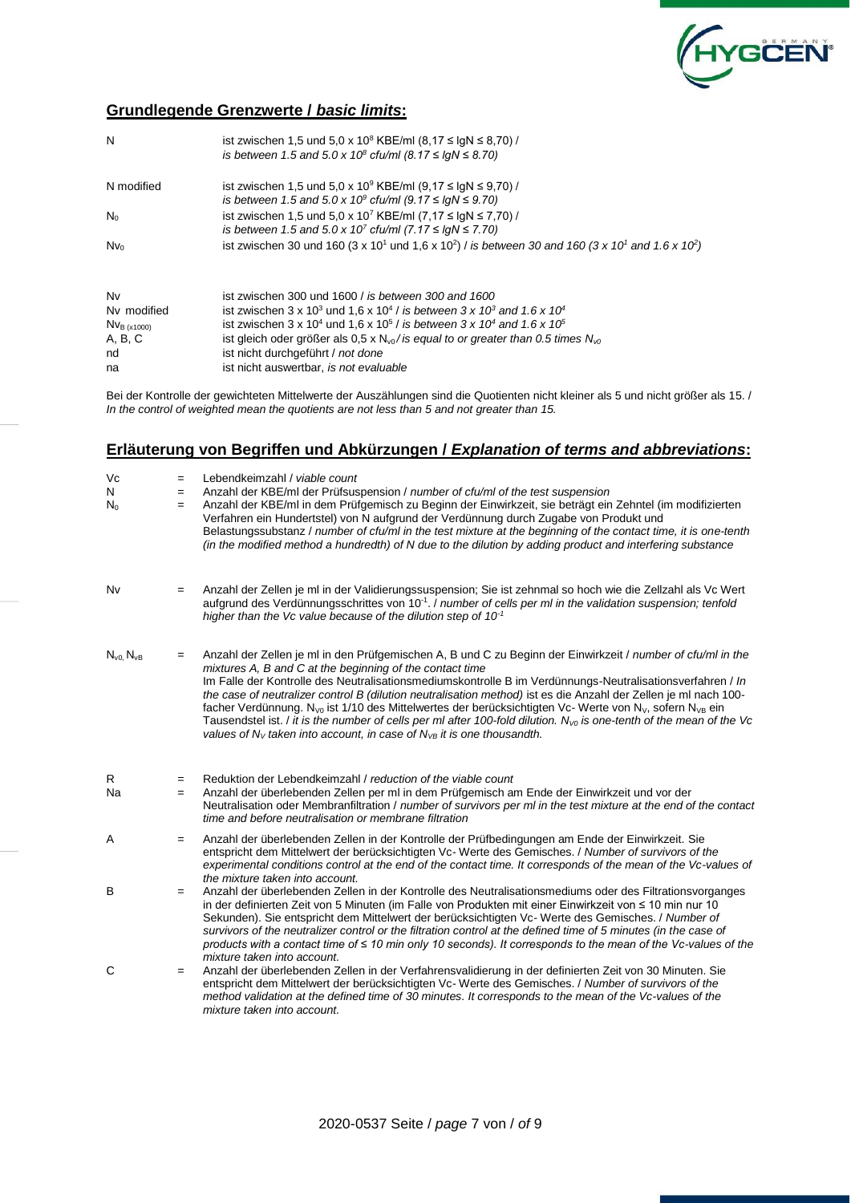## Grundlegende Grenzwerte / *basic limits*:

| | |
|---|---|
| N | ist zwischen 1,5 und 5,0 x $10^8$ KBE/ml (8,17 ≤ lgN ≤ 8,70) / *is between 1.5 and 5.0 x $10^8$ cfu/ml (8.17 ≤ lgN ≤ 8.70)* |
| N modified | ist zwischen 1,5 und 5,0 x $10^9$ KBE/ml (9,17 ≤ lgN ≤ 9,70) / *is between 1.5 and 5.0 x $10^9$ cfu/ml (9.17 ≤ lgN ≤ 9.70)* |
| $N_0$ | ist zwischen 1,5 und 5,0 x $10^7$ KBE/ml (7,17 ≤ lgN ≤ 7,70) / *is between 1.5 and 5.0 x $10^7$ cfu/ml (7.17 ≤ lgN ≤ 7.70)* |
| $Nv_0$ | ist zwischen 30 und 160 (3 x $10^1$ und 1,6 x $10^2$) / *is between 30 and 160 (3 x $10^1$ and 1.6 x $10^2$)* |
| Nv | ist zwischen 300 und 1600 / *is between 300 and 1600* |
| Nv modified | ist zwischen 3 x $10^3$ und 1,6 x $10^4$ / *is between 3 x $10^3$ and 1.6 x $10^4$* |
| $Nv_{B\,(x1000)}$ | ist zwischen 3 x $10^4$ und 1,6 x $10^5$ / *is between 3 x $10^4$ and 1.6 x $10^5$* |
| A, B, C | ist gleich oder größer als 0,5 x $N_{v0}$ / *is equal to or greater than 0.5 times $N_{v0}$* |
| nd | ist nicht durchgeführt / *not done* |
| na | ist nicht auswertbar, *is not evaluable* |

Bei der Kontrolle der gewichteten Mittelwerte der Auszählungen sind die Quotienten nicht kleiner als 5 und nicht größer als 15. / *In the control of weighted mean the quotients are not less than 5 and not greater than 15.*

## Erläuterung von Begriffen und Abkürzungen / *Explanation of terms and abbreviations*:

| | | |
|---|---|---|
| Vc | = | Lebendkeimzahl / *viable count* |
| N | = | Anzahl der KBE/ml der Prüfsuspension / *number of cfu/ml of the test suspension* |
| $N_0$ | = | Anzahl der KBE/ml in dem Prüfgemisch zu Beginn der Einwirkzeit, sie beträgt ein Zehntel (im modifizierten Verfahren ein Hundertstel) von N aufgrund der Verdünnung durch Zugabe von Produkt und Belastungssubstanz / *number of cfu/ml in the test mixture at the beginning of the contact time, it is one-tenth (in the modified method a hundredth) of N due to the dilution by adding product and interfering substance* |
| Nv | = | Anzahl der Zellen je ml in der Validierungssuspension; Sie ist zehnmal so hoch wie die Zellzahl als Vc Wert aufgrund des Verdünnungsschrittes von $10^{-1}$. / *number of cells per ml in the validation suspension; tenfold higher than the Vc value because of the dilution step of $10^{-1}$* |
| $N_{v0}$, $N_{vB}$ | = | Anzahl der Zellen je ml in den Prüfgemischen A, B und C zu Beginn der Einwirkzeit / *number of cfu/ml in the mixtures A, B and C at the beginning of the contact time* Im Falle der Kontrolle des Neutralisationsmediumskontrolle B im Verdünnungs-Neutralisationsverfahren / *In the case of neutralizer control B (dilution neutralisation method)* ist es die Anzahl der Zellen je ml nach 100-facher Verdünnung. $N_{v0}$ ist 1/10 des Mittelwertes der berücksichtigten Vc- Werte von $N_V$, sofern $N_{VB}$ ein Tausendstel ist. / *it is the number of cells per ml after 100-fold dilution. $N_{V0}$ is one-tenth of the mean of the Vc values of $N_V$ taken into account, in case of $N_{VB}$ it is one thousandth.* |
| R | = | Reduktion der Lebendkeimzahl / *reduction of the viable count* |
| Na | = | Anzahl der überlebenden Zellen per ml in dem Prüfgemisch am Ende der Einwirkzeit und vor der Neutralisation oder Membranfiltration / *number of survivors per ml in the test mixture at the end of the contact time and before neutralisation or membrane filtration* |
| A | = | Anzahl der überlebenden Zellen in der Kontrolle der Prüfbedingungen am Ende der Einwirkzeit. Sie entspricht dem Mittelwert der berücksichtigten Vc- Werte des Gemisches. / *Number of survivors of the experimental conditions control at the end of the contact time. It corresponds of the mean of the Vc-values of the mixture taken into account.* |
| B | = | Anzahl der überlebenden Zellen in der Kontrolle des Neutralisationsmediums oder des Filtrationsvorganges in der definierten Zeit von 5 Minuten (im Falle von Produkten mit einer Einwirkzeit von ≤ 10 min nur 10 Sekunden). Sie entspricht dem Mittelwert der berücksichtigten Vc- Werte des Gemisches. / *Number of survivors of the neutralizer control or the filtration control at the defined time of 5 minutes (in the case of products with a contact time of ≤ 10 min only 10 seconds). It corresponds to the mean of the Vc-values of the mixture taken into account.* |
| C | = | Anzahl der überlebenden Zellen in der Verfahrensvalidierung in der definierten Zeit von 30 Minuten. Sie entspricht dem Mittelwert der berücksichtigten Vc- Werte des Gemisches. / *Number of survivors of the method validation at the defined time of 30 minutes. It corresponds to the mean of the Vc-values of the mixture taken into account.* |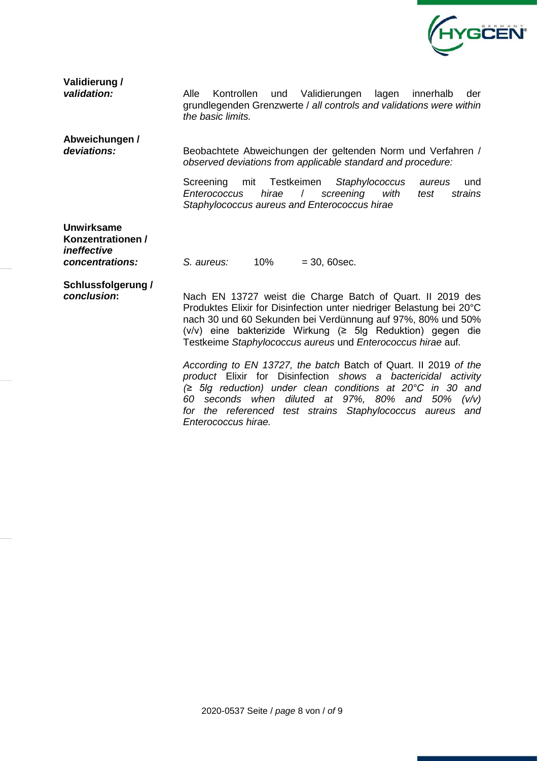**Validierung /**
***validation:***

Alle Kontrollen und Validierungen lagen innerhalb der grundlegenden Grenzwerte / *all controls and validations were within the basic limits.*

**Abweichungen /**
***deviations:***

Beobachtete Abweichungen der geltenden Norm und Verfahren / *observed deviations from applicable standard and procedure:*

Screening mit Testkeimen *Staphylococcus aureus* und *Enterococcus hirae* / *screening with test strains Staphylococcus aureus and Enterococcus hirae*

**Unwirksame Konzentrationen /**
***ineffective concentrations:***

*S. aureus:* 10% = 30, 60sec.

**Schlussfolgerung /**
***conclusion*:**

Nach EN 13727 weist die Charge Batch of Quart. II 2019 des Produktes Elixir for Disinfection unter niedriger Belastung bei 20°C nach 30 und 60 Sekunden bei Verdünnung auf 97%, 80% und 50% (v/v) eine bakterizide Wirkung (≥ 5lg Reduktion) gegen die Testkeime *Staphylococcus aureus* und *Enterococcus hirae* auf*.*

*According to EN 13727, the batch* Batch of Quart. II 2019 *of the product* Elixir for Disinfection *shows a bactericidal activity (≥ 5lg reduction) under clean conditions at 20°C in 30 and 60 seconds when diluted at 97%, 80% and 50% (v/v) for the referenced test strains Staphylococcus aureus and Enterococcus hirae.*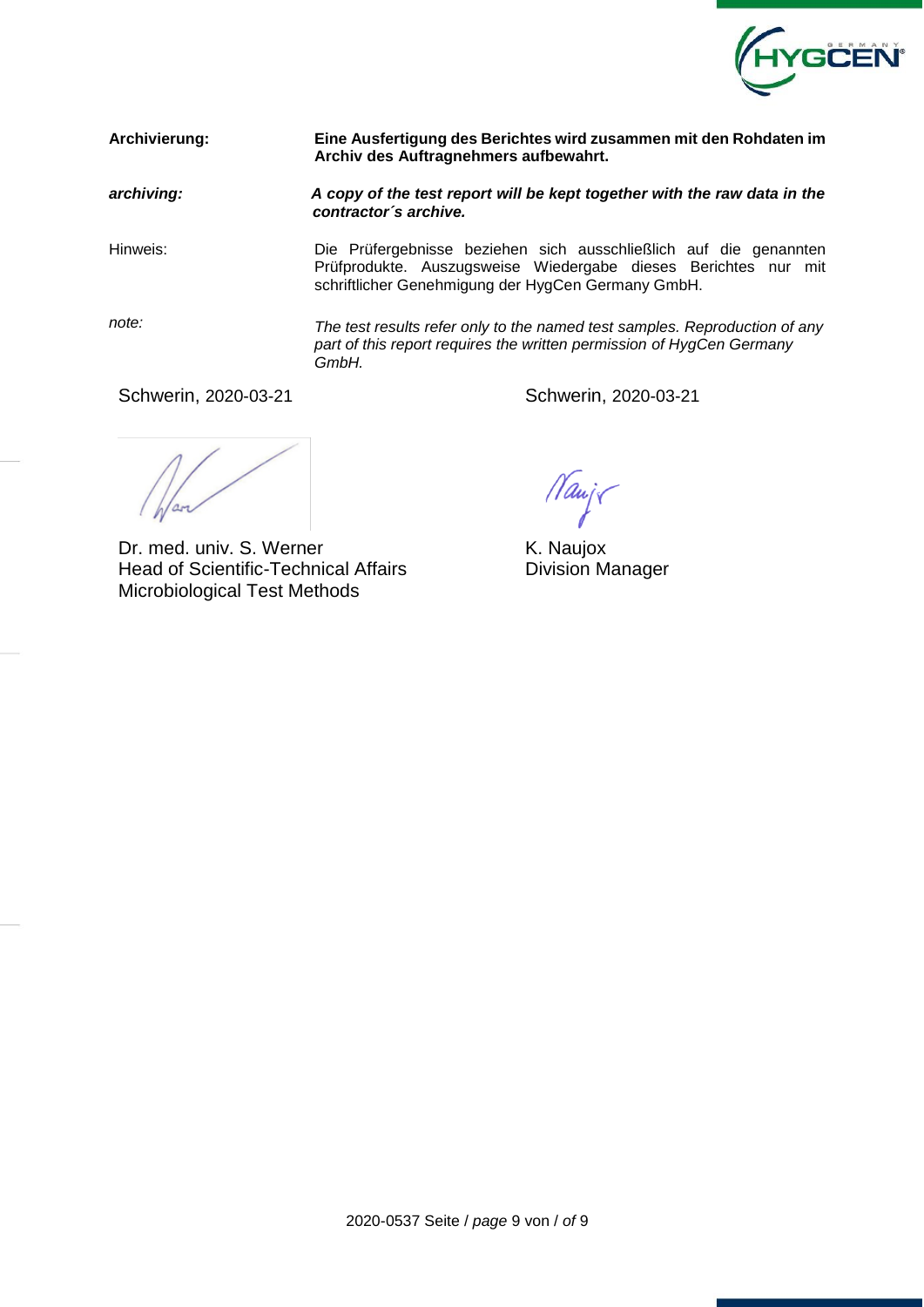| | |
|---|---|
| **Archivierung:** | **Eine Ausfertigung des Berichtes wird zusammen mit den Rohdaten im Archiv des Auftragnehmers aufbewahrt.** |
| ***archiving:*** | ***A copy of the test report will be kept together with the raw data in the contractor´s archive.*** |
| Hinweis: | Die Prüfergebnisse beziehen sich ausschließlich auf die genannten Prüfprodukte. Auszugsweise Wiedergabe dieses Berichtes nur mit schriftlicher Genehmigung der HygCen Germany GmbH. |
| *note:* | *The test results refer only to the named test samples. Reproduction of any part of this report requires the written permission of HygCen Germany GmbH.* |

Schwerin, 2020-03-21

Dr. med. univ. S. Werner
Head of Scientific-Technical Affairs
Microbiological Test Methods

Schwerin, 2020-03-21

K. Naujox
Division Manager